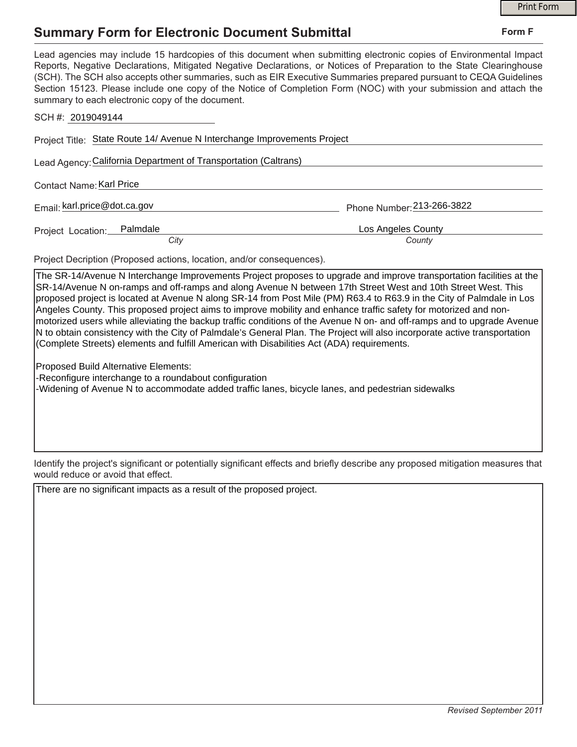# Summary Form for Electronic Document Submittal

**Form F**

Lead agencies may include 15 hardcopies of this document when submitting electronic copies of Environmental Impact Reports, Negative Declarations, Mitigated Negative Declarations, or Notices of Preparation to the State Clearinghouse (SCH). The SCH also accepts other summaries, such as EIR Executive Summaries prepared pursuant to CEQA Guidelines Section 15123. Please include one copy of the Notice of Completion Form (NOC) with your submission and attach the summary to each electronic copy of the document.

SCH #: 2019049144

Project Title: State Route 14/ Avenue N Interchange Improvements Project

Lead Agency: California Department of Transportation (Caltrans)

Contact Name: Karl Price

Email: karl.price@dot.ca.gov

Phone Number: 213-266-3822

Project Location: Palmdale (*City*), Los Angeles County (*County*)

Project Decription (Proposed actions, location, and/or consequences).

The SR-14/Avenue N Interchange Improvements Project proposes to upgrade and improve transportation facilities at the SR-14/Avenue N on-ramps and off-ramps and along Avenue N between 17th Street West and 10th Street West. This proposed project is located at Avenue N along SR-14 from Post Mile (PM) R63.4 to R63.9 in the City of Palmdale in Los Angeles County. This proposed project aims to improve mobility and enhance traffic safety for motorized and non-motorized users while alleviating the backup traffic conditions of the Avenue N on- and off-ramps and to upgrade Avenue N to obtain consistency with the City of Palmdale's General Plan. The Project will also incorporate active transportation (Complete Streets) elements and fulfill American with Disabilities Act (ADA) requirements.

Proposed Build Alternative Elements:

- Reconfigure interchange to a roundabout configuration
- Widening of Avenue N to accommodate added traffic lanes, bicycle lanes, and pedestrian sidewalks

Identify the project's significant or potentially significant effects and briefly describe any proposed mitigation measures that would reduce or avoid that effect.

There are no significant impacts as a result of the proposed project.

*Revised September 2011*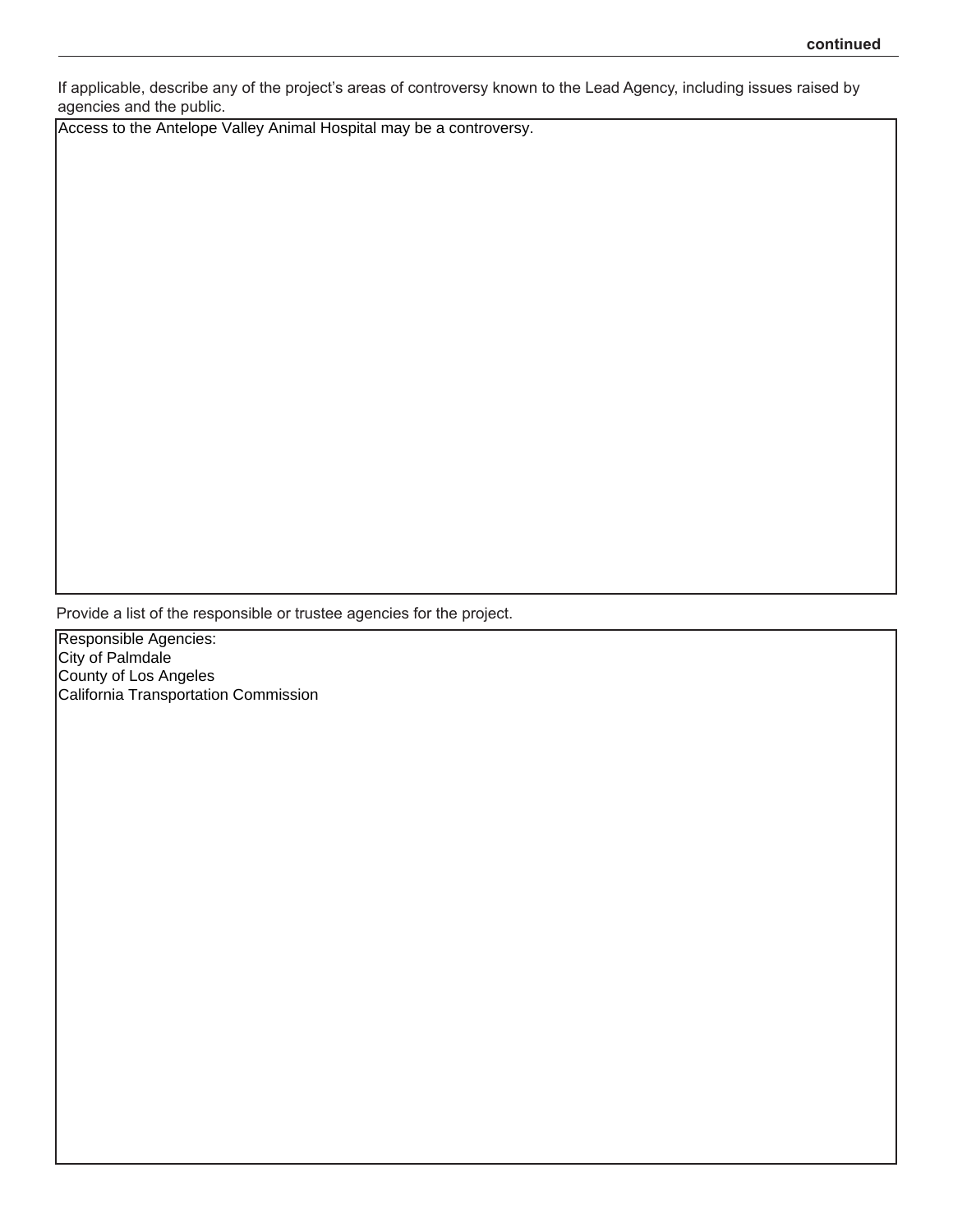If applicable, describe any of the project's areas of controversy known to the Lead Agency, including issues raised by agencies and the public.

Access to the Antelope Valley Animal Hospital may be a controversy.

Provide a list of the responsible or trustee agencies for the project.

Responsible Agencies:
City of Palmdale
County of Los Angeles
California Transportation Commission